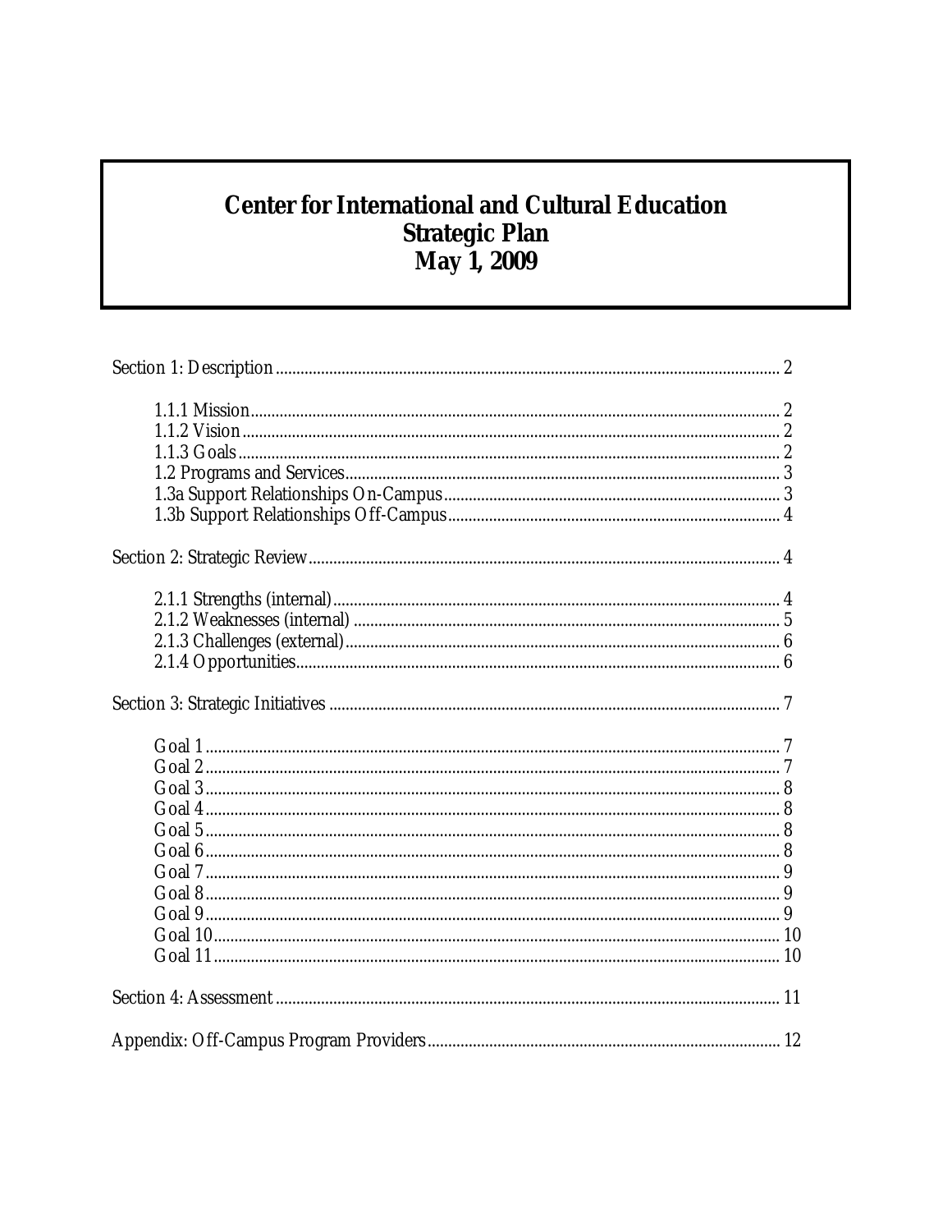# Center for International and Cultural Education
# Strategic Plan
# May 1, 2009

Section 1: Description ........................................................................................................ 2

- 1.1.1 Mission ........................................................................................................ 2
- 1.1.2 Vision .......................................................................................................... 2
- 1.1.3 Goals ........................................................................................................... 2
- 1.2 Programs and Services ................................................................................... 3
- 1.3a Support Relationships On-Campus ................................................................ 3
- 1.3b Support Relationships Off-Campus ............................................................... 4

Section 2: Strategic Review ................................................................................................ 4

- 2.1.1 Strengths (internal) ........................................................................................ 4
- 2.1.2 Weaknesses (internal) .................................................................................... 5
- 2.1.3 Challenges (external) ..................................................................................... 6
- 2.1.4 Opportunities ................................................................................................. 6

Section 3: Strategic Initiatives ............................................................................................ 7

- Goal 1 ................................................................................................................. 7
- Goal 2 ................................................................................................................. 7
- Goal 3 ................................................................................................................. 8
- Goal 4 ................................................................................................................. 8
- Goal 5 ................................................................................................................. 8
- Goal 6 ................................................................................................................. 8
- Goal 7 ................................................................................................................. 9
- Goal 8 ................................................................................................................. 9
- Goal 9 ................................................................................................................. 9
- Goal 10 ............................................................................................................... 10
- Goal 11 ............................................................................................................... 10

Section 4: Assessment ........................................................................................................ 11

Appendix: Off-Campus Program Providers ........................................................................ 12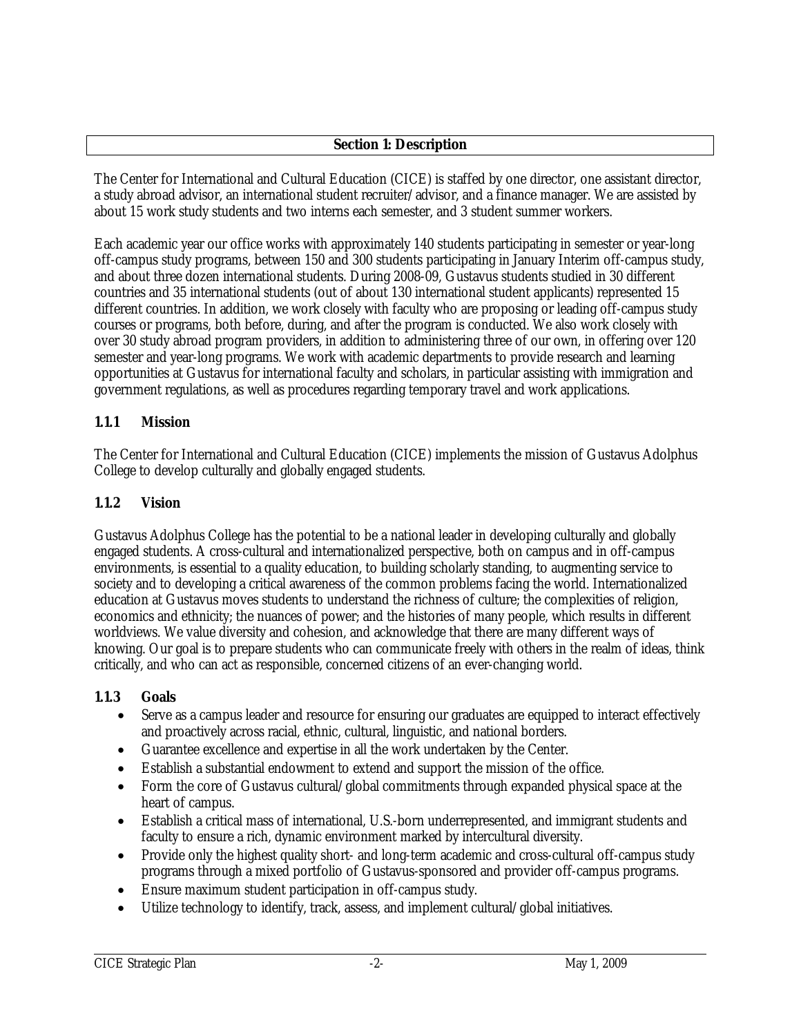## Section 1: Description

The Center for International and Cultural Education (CICE) is staffed by one director, one assistant director, a study abroad advisor, an international student recruiter/advisor, and a finance manager. We are assisted by about 15 work study students and two interns each semester, and 3 student summer workers.

Each academic year our office works with approximately 140 students participating in semester or year-long off-campus study programs, between 150 and 300 students participating in January Interim off-campus study, and about three dozen international students. During 2008-09, Gustavus students studied in 30 different countries and 35 international students (out of about 130 international student applicants) represented 15 different countries. In addition, we work closely with faculty who are proposing or leading off-campus study courses or programs, both before, during, and after the program is conducted. We also work closely with over 30 study abroad program providers, in addition to administering three of our own, in offering over 120 semester and year-long programs. We work with academic departments to provide research and learning opportunities at Gustavus for international faculty and scholars, in particular assisting with immigration and government regulations, as well as procedures regarding temporary travel and work applications.

### 1.1.1 Mission

The Center for International and Cultural Education (CICE) implements the mission of Gustavus Adolphus College to develop culturally and globally engaged students.

### 1.1.2 Vision

Gustavus Adolphus College has the potential to be a national leader in developing culturally and globally engaged students. A cross-cultural and internationalized perspective, both on campus and in off-campus environments, is essential to a quality education, to building scholarly standing, to augmenting service to society and to developing a critical awareness of the common problems facing the world. Internationalized education at Gustavus moves students to understand the richness of culture; the complexities of religion, economics and ethnicity; the nuances of power; and the histories of many people, which results in different worldviews. We value diversity and cohesion, and acknowledge that there are many different ways of knowing. Our goal is to prepare students who can communicate freely with others in the realm of ideas, think critically, and who can act as responsible, concerned citizens of an ever-changing world.

### 1.1.3 Goals

- Serve as a campus leader and resource for ensuring our graduates are equipped to interact effectively and proactively across racial, ethnic, cultural, linguistic, and national borders.
- Guarantee excellence and expertise in all the work undertaken by the Center.
- Establish a substantial endowment to extend and support the mission of the office.
- Form the core of Gustavus cultural/global commitments through expanded physical space at the heart of campus.
- Establish a critical mass of international, U.S.-born underrepresented, and immigrant students and faculty to ensure a rich, dynamic environment marked by intercultural diversity.
- Provide only the highest quality short- and long-term academic and cross-cultural off-campus study programs through a mixed portfolio of Gustavus-sponsored and provider off-campus programs.
- Ensure maximum student participation in off-campus study.
- Utilize technology to identify, track, assess, and implement cultural/global initiatives.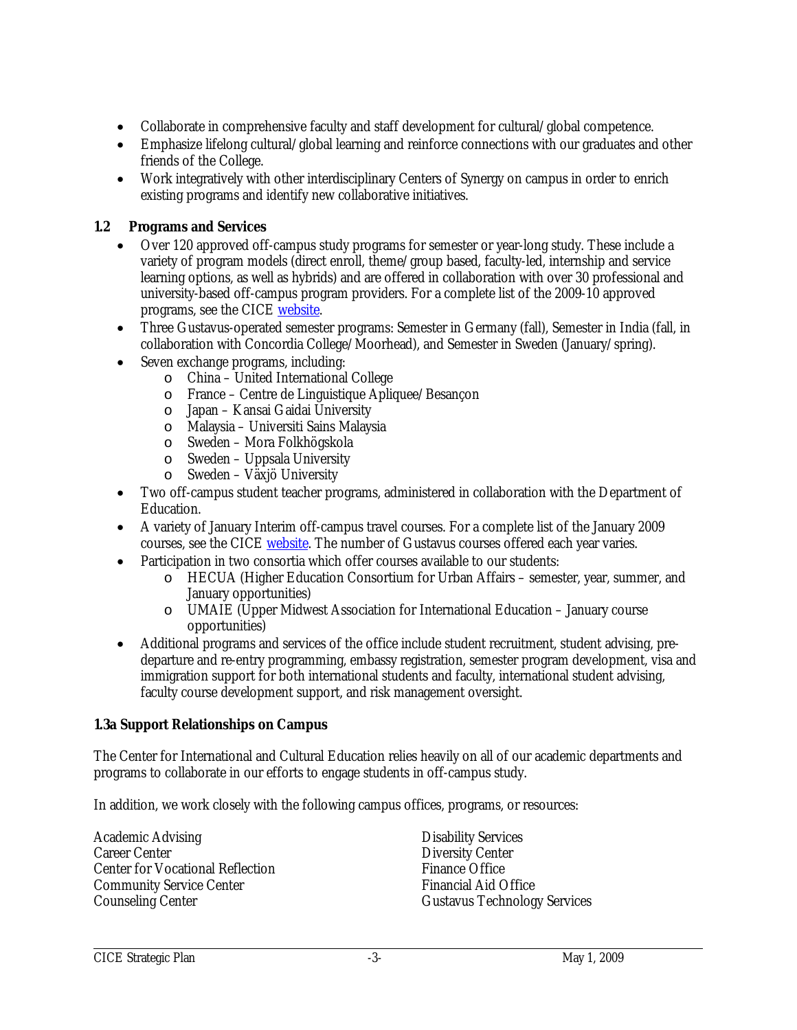- Collaborate in comprehensive faculty and staff development for cultural/global competence.
- Emphasize lifelong cultural/global learning and reinforce connections with our graduates and other friends of the College.
- Work integratively with other interdisciplinary Centers of Synergy on campus in order to enrich existing programs and identify new collaborative initiatives.

## 1.2 Programs and Services

- Over 120 approved off-campus study programs for semester or year-long study. These include a variety of program models (direct enroll, theme/group based, faculty-led, internship and service learning options, as well as hybrids) and are offered in collaboration with over 30 professional and university-based off-campus program providers. For a complete list of the 2009-10 approved programs, see the CICE website.
- Three Gustavus-operated semester programs: Semester in Germany (fall), Semester in India (fall, in collaboration with Concordia College/Moorhead), and Semester in Sweden (January/spring).
- Seven exchange programs, including:
  - China – United International College
  - France – Centre de Linguistique Apliquee/Besançon
  - Japan – Kansai Gaidai University
  - Malaysia – Universiti Sains Malaysia
  - Sweden – Mora Folkhögskola
  - Sweden – Uppsala University
  - Sweden – Växjö University
- Two off-campus student teacher programs, administered in collaboration with the Department of Education.
- A variety of January Interim off-campus travel courses. For a complete list of the January 2009 courses, see the CICE website. The number of Gustavus courses offered each year varies.
- Participation in two consortia which offer courses available to our students:
  - HECUA (Higher Education Consortium for Urban Affairs – semester, year, summer, and January opportunities)
  - UMAIE (Upper Midwest Association for International Education – January course opportunities)
- Additional programs and services of the office include student recruitment, student advising, pre-departure and re-entry programming, embassy registration, semester program development, visa and immigration support for both international students and faculty, international student advising, faculty course development support, and risk management oversight.

## 1.3a Support Relationships on Campus

The Center for International and Cultural Education relies heavily on all of our academic departments and programs to collaborate in our efforts to engage students in off-campus study.

In addition, we work closely with the following campus offices, programs, or resources:

Academic Advising
Career Center
Center for Vocational Reflection
Community Service Center
Counseling Center
Disability Services
Diversity Center
Finance Office
Financial Aid Office
Gustavus Technology Services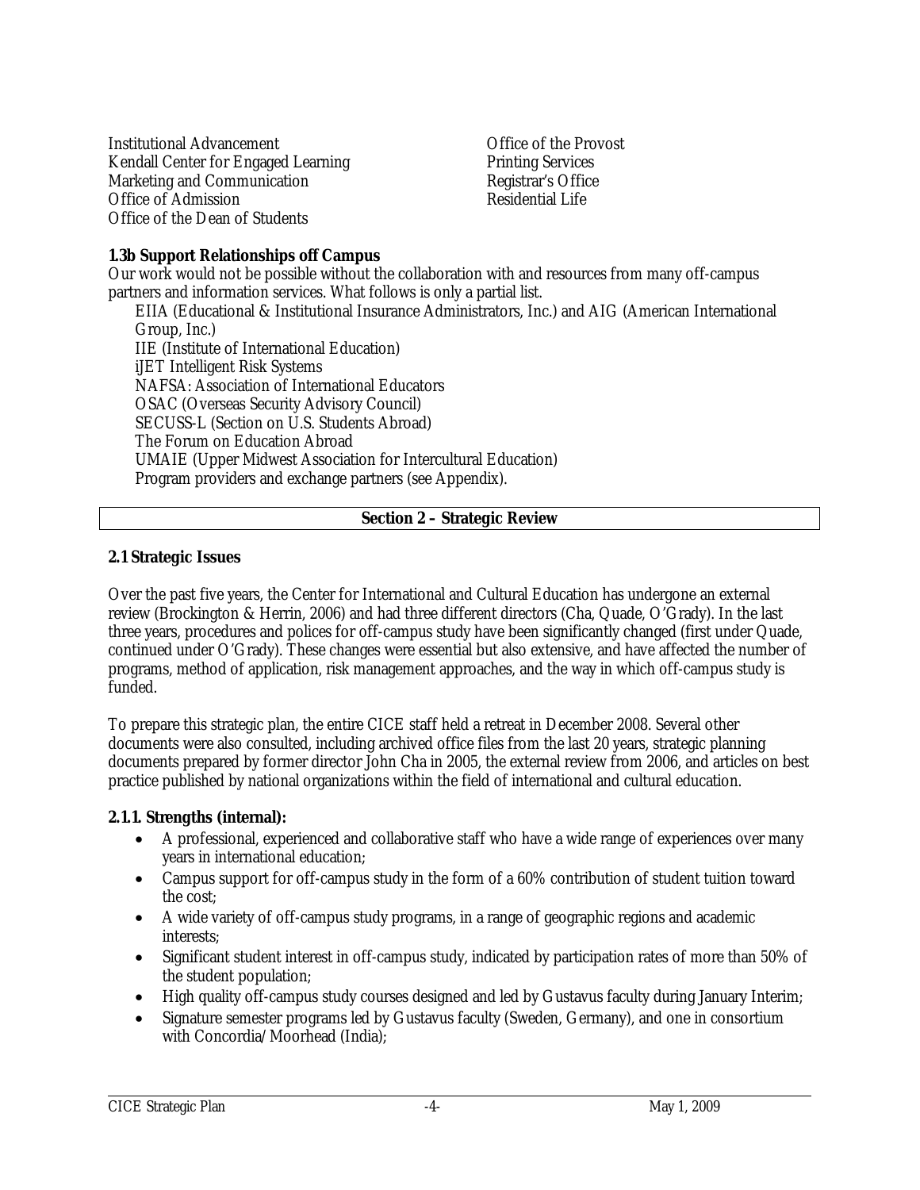Institutional Advancement
Kendall Center for Engaged Learning
Marketing and Communication
Office of Admission
Office of the Dean of Students
Office of the Provost
Printing Services
Registrar's Office
Residential Life

**1.3b Support Relationships off Campus**

Our work would not be possible without the collaboration with and resources from many off-campus partners and information services. What follows is only a partial list.

- EIIA (Educational & Institutional Insurance Administrators, Inc.) and AIG (American International Group, Inc.)
- IIE (Institute of International Education)
- iJET Intelligent Risk Systems
- NAFSA: Association of International Educators
- OSAC (Overseas Security Advisory Council)
- SECUSS-L (Section on U.S. Students Abroad)
- The Forum on Education Abroad
- UMAIE (Upper Midwest Association for Intercultural Education)
- Program providers and exchange partners (see Appendix).

## Section 2 – Strategic Review

### 2.1 Strategic Issues

Over the past five years, the Center for International and Cultural Education has undergone an external review (Brockington & Herrin, 2006) and had three different directors (Cha, Quade, O'Grady). In the last three years, procedures and polices for off-campus study have been significantly changed (first under Quade, continued under O'Grady). These changes were essential but also extensive, and have affected the number of programs, method of application, risk management approaches, and the way in which off-campus study is funded.

To prepare this strategic plan, the entire CICE staff held a retreat in December 2008. Several other documents were also consulted, including archived office files from the last 20 years, strategic planning documents prepared by former director John Cha in 2005, the external review from 2006, and articles on best practice published by national organizations within the field of international and cultural education.

**2.1.1. Strengths (internal):**

- A professional, experienced and collaborative staff who have a wide range of experiences over many years in international education;
- Campus support for off-campus study in the form of a 60% contribution of student tuition toward the cost;
- A wide variety of off-campus study programs, in a range of geographic regions and academic interests;
- Significant student interest in off-campus study, indicated by participation rates of more than 50% of the student population;
- High quality off-campus study courses designed and led by Gustavus faculty during January Interim;
- Signature semester programs led by Gustavus faculty (Sweden, Germany), and one in consortium with Concordia/Moorhead (India);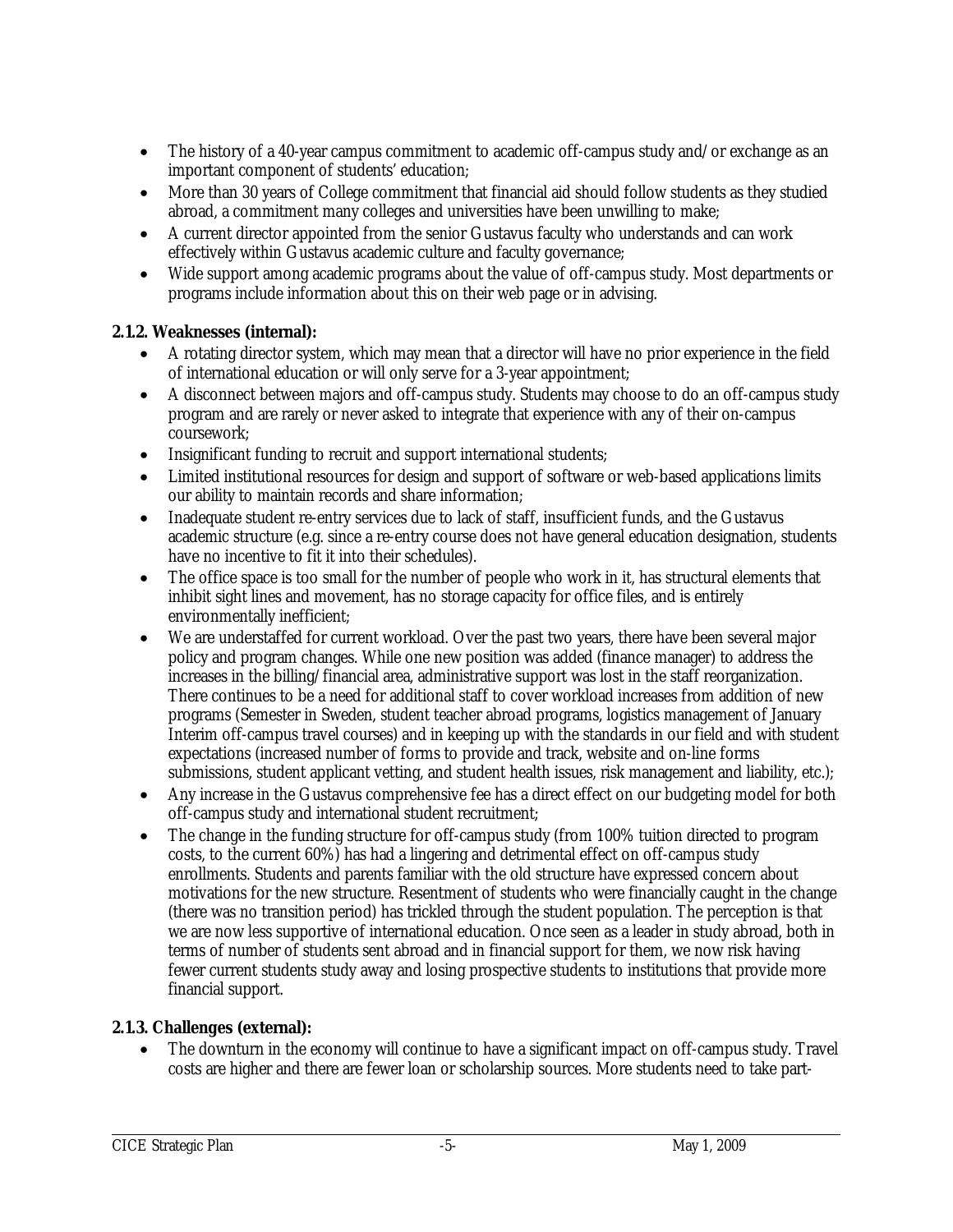- The history of a 40-year campus commitment to academic off-campus study and/or exchange as an important component of students' education;
- More than 30 years of College commitment that financial aid should follow students as they studied abroad, a commitment many colleges and universities have been unwilling to make;
- A current director appointed from the senior Gustavus faculty who understands and can work effectively within Gustavus academic culture and faculty governance;
- Wide support among academic programs about the value of off-campus study. Most departments or programs include information about this on their web page or in advising.

**2.1.2. Weaknesses (internal):**

- A rotating director system, which may mean that a director will have no prior experience in the field of international education or will only serve for a 3-year appointment;
- A disconnect between majors and off-campus study. Students may choose to do an off-campus study program and are rarely or never asked to integrate that experience with any of their on-campus coursework;
- Insignificant funding to recruit and support international students;
- Limited institutional resources for design and support of software or web-based applications limits our ability to maintain records and share information;
- Inadequate student re-entry services due to lack of staff, insufficient funds, and the Gustavus academic structure (e.g. since a re-entry course does not have general education designation, students have no incentive to fit it into their schedules).
- The office space is too small for the number of people who work in it, has structural elements that inhibit sight lines and movement, has no storage capacity for office files, and is entirely environmentally inefficient;
- We are understaffed for current workload. Over the past two years, there have been several major policy and program changes. While one new position was added (finance manager) to address the increases in the billing/financial area, administrative support was lost in the staff reorganization. There continues to be a need for additional staff to cover workload increases from addition of new programs (Semester in Sweden, student teacher abroad programs, logistics management of January Interim off-campus travel courses) and in keeping up with the standards in our field and with student expectations (increased number of forms to provide and track, website and on-line forms submissions, student applicant vetting, and student health issues, risk management and liability, etc.);
- Any increase in the Gustavus comprehensive fee has a direct effect on our budgeting model for both off-campus study and international student recruitment;
- The change in the funding structure for off-campus study (from 100% tuition directed to program costs, to the current 60%) has had a lingering and detrimental effect on off-campus study enrollments. Students and parents familiar with the old structure have expressed concern about motivations for the new structure. Resentment of students who were financially caught in the change (there was no transition period) has trickled through the student population. The perception is that we are now less supportive of international education. Once seen as a leader in study abroad, both in terms of number of students sent abroad and in financial support for them, we now risk having fewer current students study away and losing prospective students to institutions that provide more financial support.

**2.1.3. Challenges (external):**

- The downturn in the economy will continue to have a significant impact on off-campus study. Travel costs are higher and there are fewer loan or scholarship sources. More students need to take part-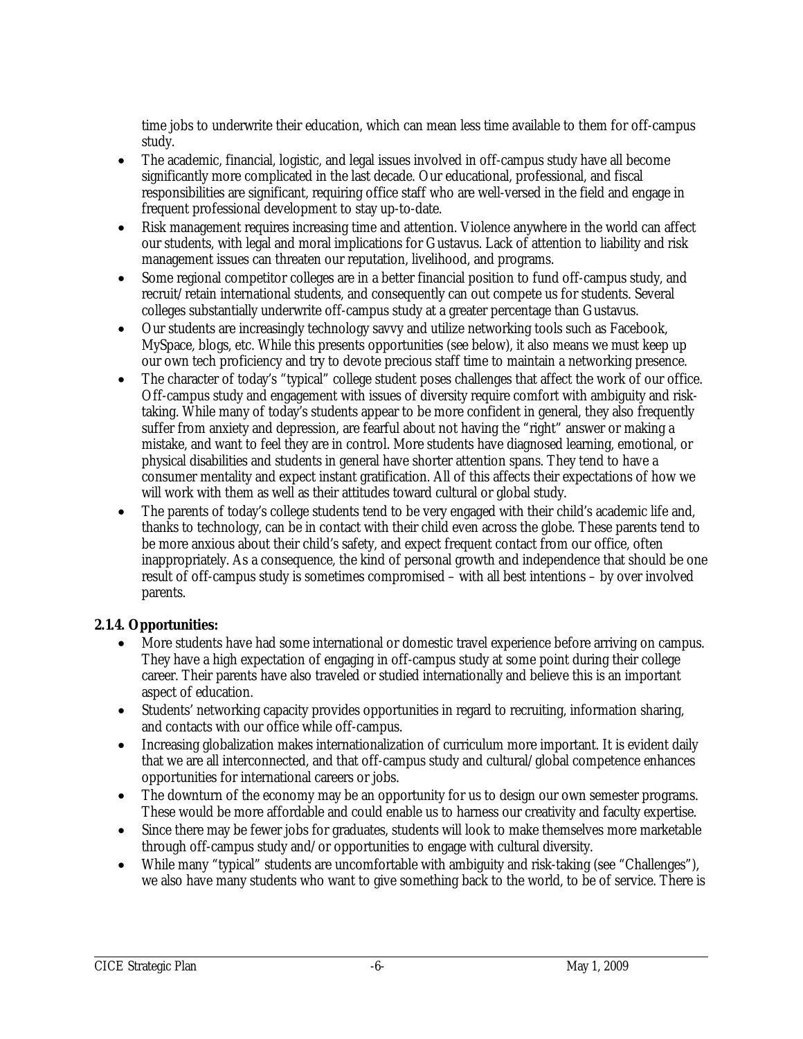time jobs to underwrite their education, which can mean less time available to them for off-campus study.

- The academic, financial, logistic, and legal issues involved in off-campus study have all become significantly more complicated in the last decade. Our educational, professional, and fiscal responsibilities are significant, requiring office staff who are well-versed in the field and engage in frequent professional development to stay up-to-date.
- Risk management requires increasing time and attention. Violence anywhere in the world can affect our students, with legal and moral implications for Gustavus. Lack of attention to liability and risk management issues can threaten our reputation, livelihood, and programs.
- Some regional competitor colleges are in a better financial position to fund off-campus study, and recruit/retain international students, and consequently can out compete us for students. Several colleges substantially underwrite off-campus study at a greater percentage than Gustavus.
- Our students are increasingly technology savvy and utilize networking tools such as Facebook, MySpace, blogs, etc. While this presents opportunities (see below), it also means we must keep up our own tech proficiency and try to devote precious staff time to maintain a networking presence.
- The character of today's "typical" college student poses challenges that affect the work of our office. Off-campus study and engagement with issues of diversity require comfort with ambiguity and risk-taking. While many of today's students appear to be more confident in general, they also frequently suffer from anxiety and depression, are fearful about not having the "right" answer or making a mistake, and want to feel they are in control. More students have diagnosed learning, emotional, or physical disabilities and students in general have shorter attention spans. They tend to have a consumer mentality and expect instant gratification. All of this affects their expectations of how we will work with them as well as their attitudes toward cultural or global study.
- The parents of today's college students tend to be very engaged with their child's academic life and, thanks to technology, can be in contact with their child even across the globe. These parents tend to be more anxious about their child's safety, and expect frequent contact from our office, often inappropriately. As a consequence, the kind of personal growth and independence that should be one result of off-campus study is sometimes compromised – with all best intentions – by over involved parents.

**2.1.4. Opportunities:**

- More students have had some international or domestic travel experience before arriving on campus. They have a high expectation of engaging in off-campus study at some point during their college career. Their parents have also traveled or studied internationally and believe this is an important aspect of education.
- Students' networking capacity provides opportunities in regard to recruiting, information sharing, and contacts with our office while off-campus.
- Increasing globalization makes internationalization of curriculum more important. It is evident daily that we are all interconnected, and that off-campus study and cultural/global competence enhances opportunities for international careers or jobs.
- The downturn of the economy may be an opportunity for us to design our own semester programs. These would be more affordable and could enable us to harness our creativity and faculty expertise.
- Since there may be fewer jobs for graduates, students will look to make themselves more marketable through off-campus study and/or opportunities to engage with cultural diversity.
- While many "typical" students are uncomfortable with ambiguity and risk-taking (see "Challenges"), we also have many students who want to give something back to the world, to be of service. There is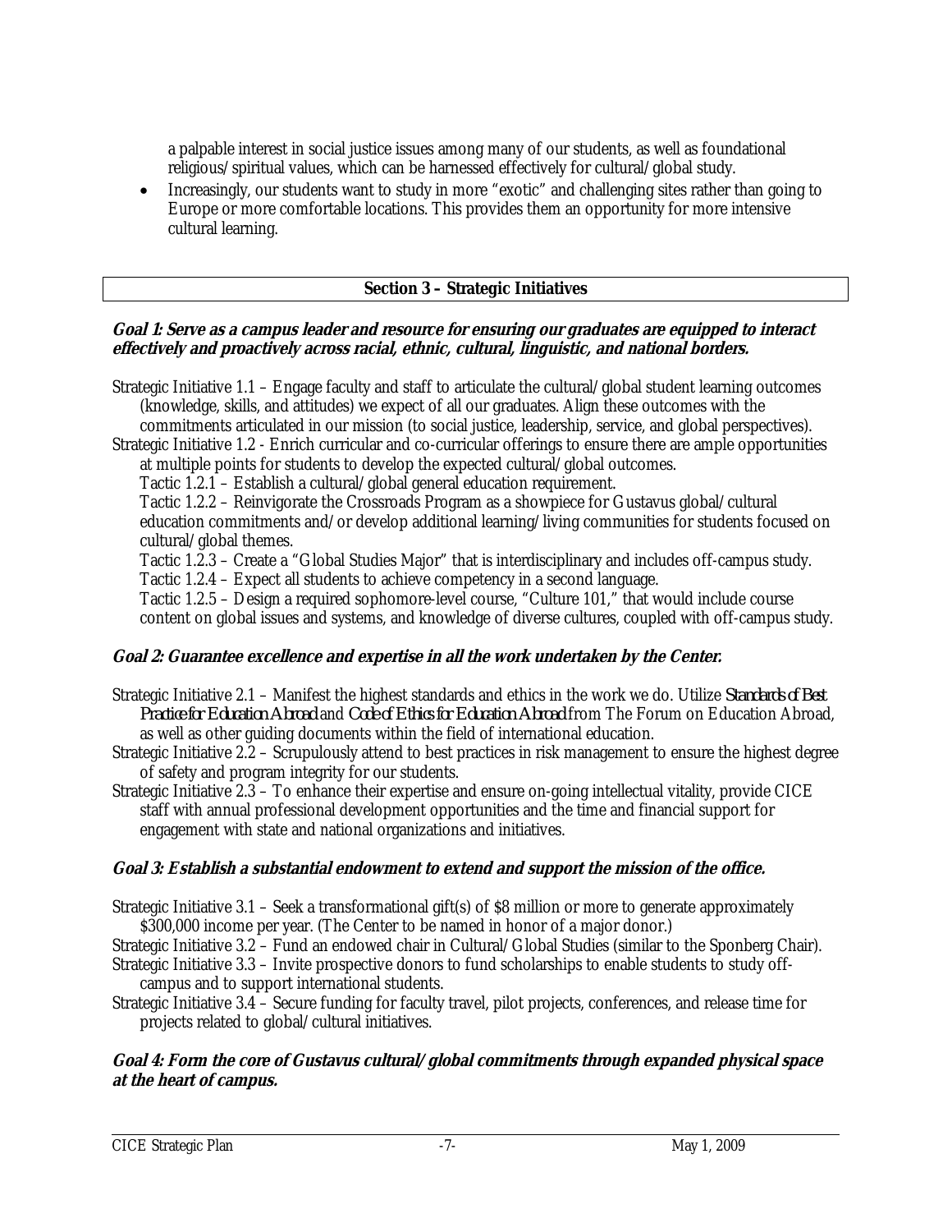a palpable interest in social justice issues among many of our students, as well as foundational religious/spiritual values, which can be harnessed effectively for cultural/global study.

- Increasingly, our students want to study in more "exotic" and challenging sites rather than going to Europe or more comfortable locations. This provides them an opportunity for more intensive cultural learning.

## Section 3 – Strategic Initiatives

### *Goal 1: Serve as a campus leader and resource for ensuring our graduates are equipped to interact effectively and proactively across racial, ethnic, cultural, linguistic, and national borders.*

Strategic Initiative 1.1 – Engage faculty and staff to articulate the cultural/global student learning outcomes (knowledge, skills, and attitudes) we expect of all our graduates. Align these outcomes with the commitments articulated in our mission (to social justice, leadership, service, and global perspectives).

Strategic Initiative 1.2 - Enrich curricular and co-curricular offerings to ensure there are ample opportunities at multiple points for students to develop the expected cultural/global outcomes.

Tactic 1.2.1 – Establish a cultural/global general education requirement.

Tactic 1.2.2 – Reinvigorate the Crossroads Program as a showpiece for Gustavus global/cultural education commitments and/or develop additional learning/living communities for students focused on cultural/global themes.

Tactic 1.2.3 – Create a "Global Studies Major" that is interdisciplinary and includes off-campus study.

Tactic 1.2.4 – Expect all students to achieve competency in a second language.

Tactic 1.2.5 – Design a required sophomore-level course, "Culture 101," that would include course content on global issues and systems, and knowledge of diverse cultures, coupled with off-campus study.

### *Goal 2: Guarantee excellence and expertise in all the work undertaken by the Center.*

Strategic Initiative 2.1 – Manifest the highest standards and ethics in the work we do. Utilize *Standards of Best Practice for Education Abroad* and *Code of Ethics for Education Abroad* from The Forum on Education Abroad, as well as other guiding documents within the field of international education.

Strategic Initiative 2.2 – Scrupulously attend to best practices in risk management to ensure the highest degree of safety and program integrity for our students.

Strategic Initiative 2.3 – To enhance their expertise and ensure on-going intellectual vitality, provide CICE staff with annual professional development opportunities and the time and financial support for engagement with state and national organizations and initiatives.

### *Goal 3: Establish a substantial endowment to extend and support the mission of the office.*

Strategic Initiative 3.1 – Seek a transformational gift(s) of $8 million or more to generate approximately $300,000 income per year. (The Center to be named in honor of a major donor.)

Strategic Initiative 3.2 – Fund an endowed chair in Cultural/Global Studies (similar to the Sponberg Chair).

Strategic Initiative 3.3 – Invite prospective donors to fund scholarships to enable students to study off-campus and to support international students.

Strategic Initiative 3.4 – Secure funding for faculty travel, pilot projects, conferences, and release time for projects related to global/cultural initiatives.

### *Goal 4: Form the core of Gustavus cultural/global commitments through expanded physical space at the heart of campus.*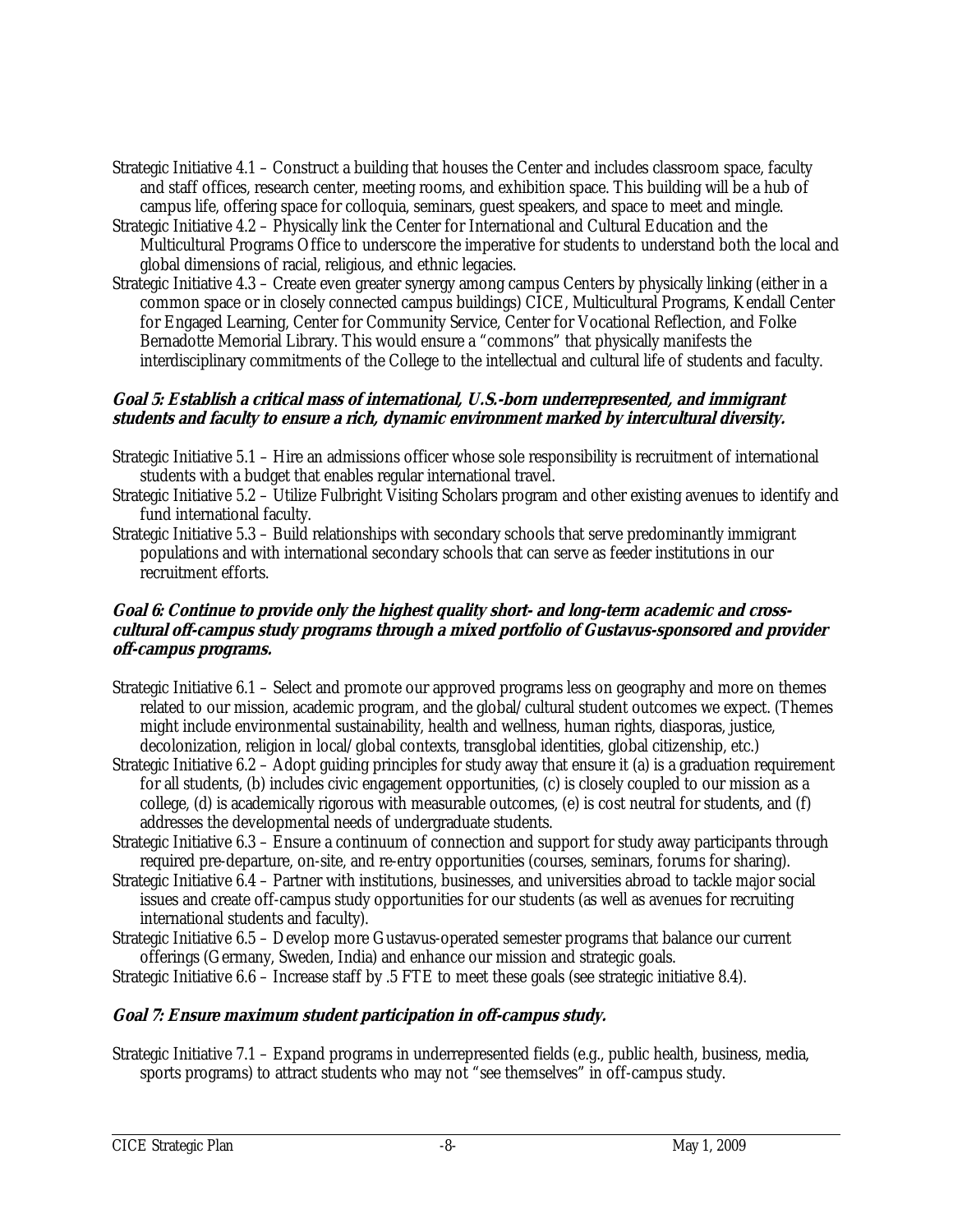Strategic Initiative 4.1 – Construct a building that houses the Center and includes classroom space, faculty and staff offices, research center, meeting rooms, and exhibition space. This building will be a hub of campus life, offering space for colloquia, seminars, guest speakers, and space to meet and mingle.

Strategic Initiative 4.2 – Physically link the Center for International and Cultural Education and the Multicultural Programs Office to underscore the imperative for students to understand both the local and global dimensions of racial, religious, and ethnic legacies.

Strategic Initiative 4.3 – Create even greater synergy among campus Centers by physically linking (either in a common space or in closely connected campus buildings) CICE, Multicultural Programs, Kendall Center for Engaged Learning, Center for Community Service, Center for Vocational Reflection, and Folke Bernadotte Memorial Library. This would ensure a "commons" that physically manifests the interdisciplinary commitments of the College to the intellectual and cultural life of students and faculty.

***Goal 5: Establish a critical mass of international, U.S.-born underrepresented, and immigrant students and faculty to ensure a rich, dynamic environment marked by intercultural diversity.***

Strategic Initiative 5.1 – Hire an admissions officer whose sole responsibility is recruitment of international students with a budget that enables regular international travel.

Strategic Initiative 5.2 – Utilize Fulbright Visiting Scholars program and other existing avenues to identify and fund international faculty.

Strategic Initiative 5.3 – Build relationships with secondary schools that serve predominantly immigrant populations and with international secondary schools that can serve as feeder institutions in our recruitment efforts.

***Goal 6: Continue to provide only the highest quality short- and long-term academic and cross-cultural off-campus study programs through a mixed portfolio of Gustavus-sponsored and provider off-campus programs.***

Strategic Initiative 6.1 – Select and promote our approved programs less on geography and more on themes related to our mission, academic program, and the global/cultural student outcomes we expect. (Themes might include environmental sustainability, health and wellness, human rights, diasporas, justice, decolonization, religion in local/global contexts, transglobal identities, global citizenship, etc.)

Strategic Initiative 6.2 – Adopt guiding principles for study away that ensure it (a) is a graduation requirement for all students, (b) includes civic engagement opportunities, (c) is closely coupled to our mission as a college, (d) is academically rigorous with measurable outcomes, (e) is cost neutral for students, and (f) addresses the developmental needs of undergraduate students.

Strategic Initiative 6.3 – Ensure a continuum of connection and support for study away participants through required pre-departure, on-site, and re-entry opportunities (courses, seminars, forums for sharing).

Strategic Initiative 6.4 – Partner with institutions, businesses, and universities abroad to tackle major social issues and create off-campus study opportunities for our students (as well as avenues for recruiting international students and faculty).

Strategic Initiative 6.5 – Develop more Gustavus-operated semester programs that balance our current offerings (Germany, Sweden, India) and enhance our mission and strategic goals.

Strategic Initiative 6.6 – Increase staff by .5 FTE to meet these goals (see strategic initiative 8.4).

***Goal 7: Ensure maximum student participation in off-campus study.***

Strategic Initiative 7.1 – Expand programs in underrepresented fields (e.g., public health, business, media, sports programs) to attract students who may not "see themselves" in off-campus study.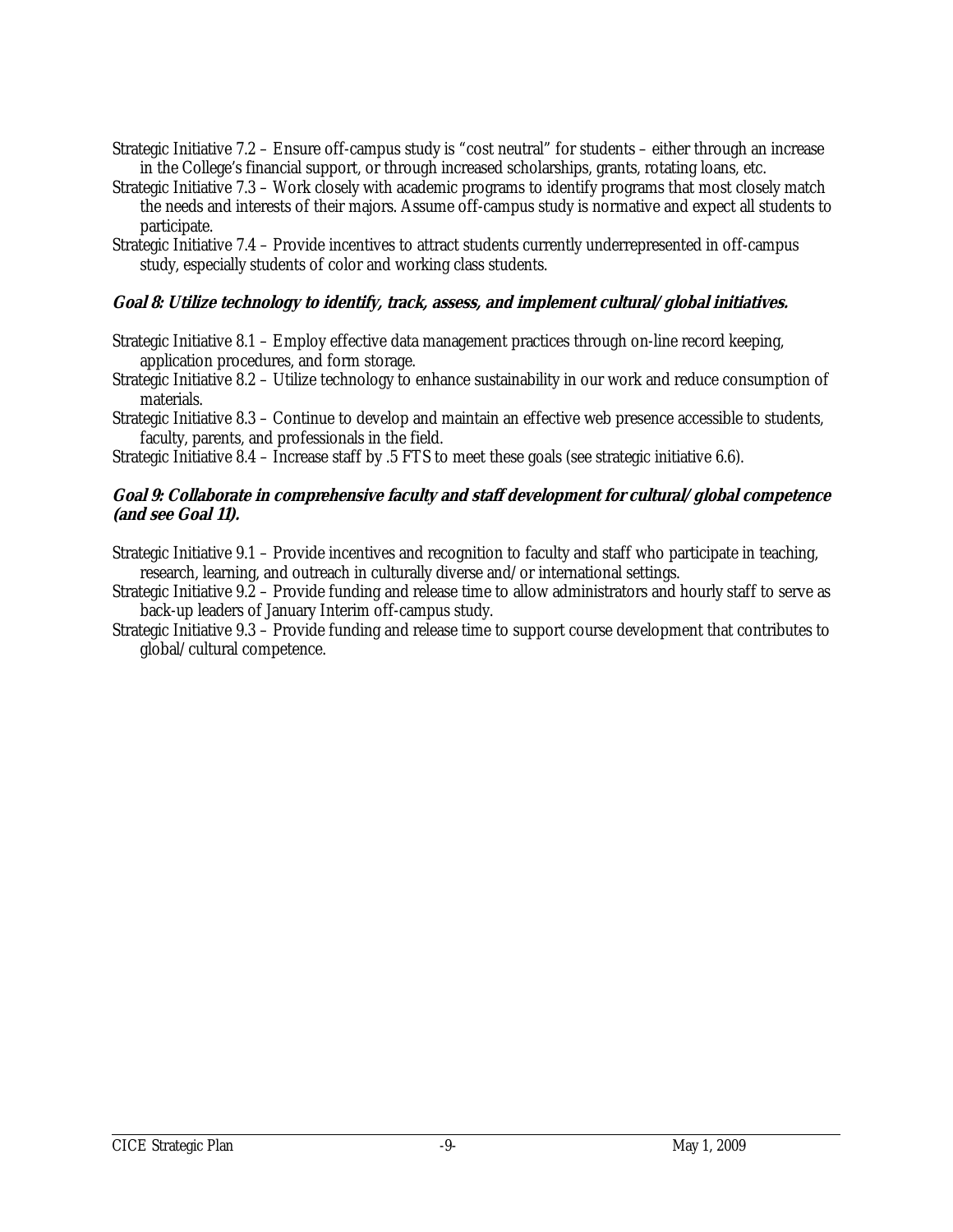Strategic Initiative 7.2 – Ensure off-campus study is "cost neutral" for students – either through an increase in the College's financial support, or through increased scholarships, grants, rotating loans, etc.

Strategic Initiative 7.3 – Work closely with academic programs to identify programs that most closely match the needs and interests of their majors. Assume off-campus study is normative and expect all students to participate.

Strategic Initiative 7.4 – Provide incentives to attract students currently underrepresented in off-campus study, especially students of color and working class students.

### ***Goal 8: Utilize technology to identify, track, assess, and implement cultural/global initiatives.***

Strategic Initiative 8.1 – Employ effective data management practices through on-line record keeping, application procedures, and form storage.

Strategic Initiative 8.2 – Utilize technology to enhance sustainability in our work and reduce consumption of materials.

Strategic Initiative 8.3 – Continue to develop and maintain an effective web presence accessible to students, faculty, parents, and professionals in the field.

Strategic Initiative 8.4 – Increase staff by .5 FTS to meet these goals (see strategic initiative 6.6).

### ***Goal 9: Collaborate in comprehensive faculty and staff development for cultural/global competence (and see Goal 11).***

Strategic Initiative 9.1 – Provide incentives and recognition to faculty and staff who participate in teaching, research, learning, and outreach in culturally diverse and/or international settings.

Strategic Initiative 9.2 – Provide funding and release time to allow administrators and hourly staff to serve as back-up leaders of January Interim off-campus study.

Strategic Initiative 9.3 – Provide funding and release time to support course development that contributes to global/cultural competence.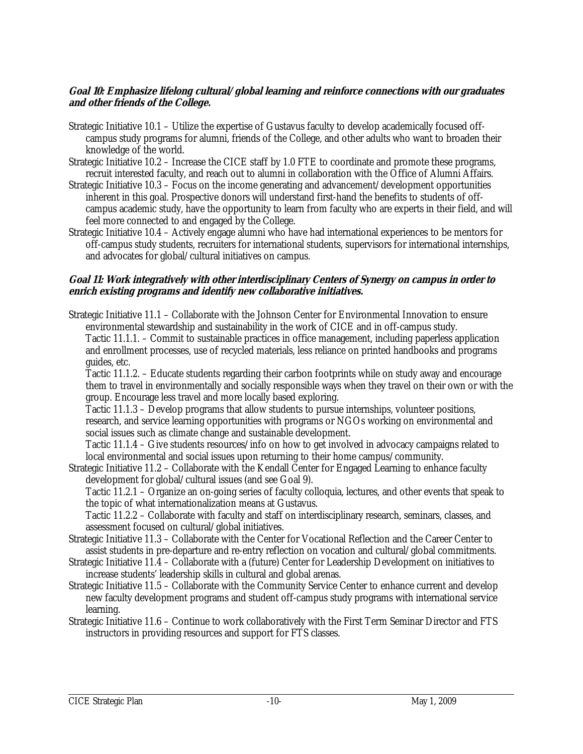**Goal 10: Emphasize lifelong cultural/global learning and reinforce connections with our graduates and other friends of the College.**

Strategic Initiative 10.1 – Utilize the expertise of Gustavus faculty to develop academically focused off-campus study programs for alumni, friends of the College, and other adults who want to broaden their knowledge of the world.

Strategic Initiative 10.2 – Increase the CICE staff by 1.0 FTE to coordinate and promote these programs, recruit interested faculty, and reach out to alumni in collaboration with the Office of Alumni Affairs.

Strategic Initiative 10.3 – Focus on the income generating and advancement/development opportunities inherent in this goal. Prospective donors will understand first-hand the benefits to students of off-campus academic study, have the opportunity to learn from faculty who are experts in their field, and will feel more connected to and engaged by the College.

Strategic Initiative 10.4 – Actively engage alumni who have had international experiences to be mentors for off-campus study students, recruiters for international students, supervisors for international internships, and advocates for global/cultural initiatives on campus.

**Goal 11: Work integratively with other interdisciplinary Centers of Synergy on campus in order to enrich existing programs and identify new collaborative initiatives.**

Strategic Initiative 11.1 – Collaborate with the Johnson Center for Environmental Innovation to ensure environmental stewardship and sustainability in the work of CICE and in off-campus study.

Tactic 11.1.1. – Commit to sustainable practices in office management, including paperless application and enrollment processes, use of recycled materials, less reliance on printed handbooks and programs guides, etc.

Tactic 11.1.2. – Educate students regarding their carbon footprints while on study away and encourage them to travel in environmentally and socially responsible ways when they travel on their own or with the group. Encourage less travel and more locally based exploring.

Tactic 11.1.3 – Develop programs that allow students to pursue internships, volunteer positions, research, and service learning opportunities with programs or NGOs working on environmental and social issues such as climate change and sustainable development.

Tactic 11.1.4 – Give students resources/info on how to get involved in advocacy campaigns related to local environmental and social issues upon returning to their home campus/community.

Strategic Initiative 11.2 – Collaborate with the Kendall Center for Engaged Learning to enhance faculty development for global/cultural issues (and see Goal 9).

Tactic 11.2.1 – Organize an on-going series of faculty colloquia, lectures, and other events that speak to the topic of what internationalization means at Gustavus.

Tactic 11.2.2 – Collaborate with faculty and staff on interdisciplinary research, seminars, classes, and assessment focused on cultural/global initiatives.

Strategic Initiative 11.3 – Collaborate with the Center for Vocational Reflection and the Career Center to assist students in pre-departure and re-entry reflection on vocation and cultural/global commitments.

Strategic Initiative 11.4 – Collaborate with a (future) Center for Leadership Development on initiatives to increase students' leadership skills in cultural and global arenas.

Strategic Initiative 11.5 – Collaborate with the Community Service Center to enhance current and develop new faculty development programs and student off-campus study programs with international service learning.

Strategic Initiative 11.6 – Continue to work collaboratively with the First Term Seminar Director and FTS instructors in providing resources and support for FTS classes.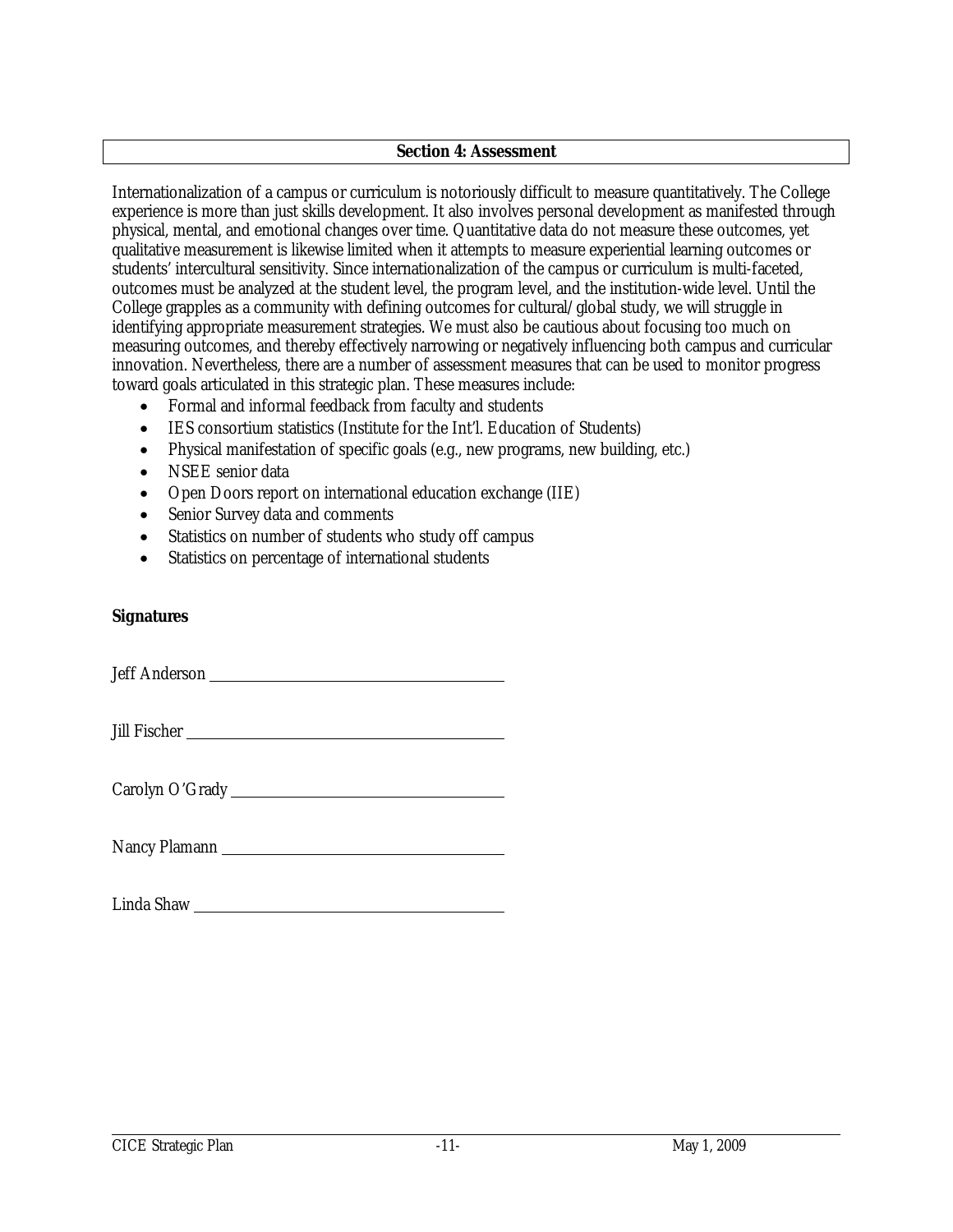## Section 4: Assessment

Internationalization of a campus or curriculum is notoriously difficult to measure quantitatively. The College experience is more than just skills development. It also involves personal development as manifested through physical, mental, and emotional changes over time. Quantitative data do not measure these outcomes, yet qualitative measurement is likewise limited when it attempts to measure experiential learning outcomes or students' intercultural sensitivity. Since internationalization of the campus or curriculum is multi-faceted, outcomes must be analyzed at the student level, the program level, and the institution-wide level. Until the College grapples as a community with defining outcomes for cultural/global study, we will struggle in identifying appropriate measurement strategies. We must also be cautious about focusing too much on measuring outcomes, and thereby effectively narrowing or negatively influencing both campus and curricular innovation. Nevertheless, there are a number of assessment measures that can be used to monitor progress toward goals articulated in this strategic plan. These measures include:

- Formal and informal feedback from faculty and students
- IES consortium statistics (Institute for the Int'l. Education of Students)
- Physical manifestation of specific goals (e.g., new programs, new building, etc.)
- NSEE senior data
- Open Doors report on international education exchange (IIE)
- Senior Survey data and comments
- Statistics on number of students who study off campus
- Statistics on percentage of international students

**Signatures**

Jeff Anderson ______________________________

Jill Fischer ______________________________

Carolyn O'Grady ______________________________

Nancy Plamann ______________________________

Linda Shaw ______________________________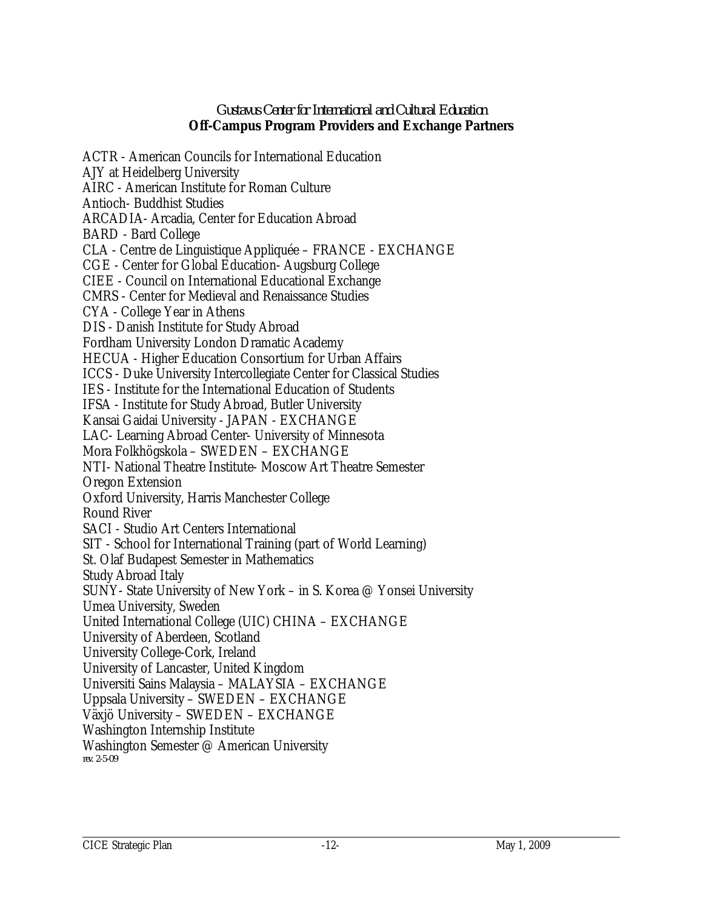*Gustavus Center for International and Cultural Education*
**Off-Campus Program Providers and Exchange Partners**

ACTR - American Councils for International Education
AJY at Heidelberg University
AIRC - American Institute for Roman Culture
Antioch- Buddhist Studies
ARCADIA- Arcadia, Center for Education Abroad
BARD - Bard College
CLA - Centre de Linguistique Appliquée – FRANCE - EXCHANGE
CGE - Center for Global Education- Augsburg College
CIEE - Council on International Educational Exchange
CMRS - Center for Medieval and Renaissance Studies
CYA - College Year in Athens
DIS - Danish Institute for Study Abroad
Fordham University London Dramatic Academy
HECUA - Higher Education Consortium for Urban Affairs
ICCS - Duke University Intercollegiate Center for Classical Studies
IES - Institute for the International Education of Students
IFSA - Institute for Study Abroad, Butler University
Kansai Gaidai University - JAPAN - EXCHANGE
LAC- Learning Abroad Center- University of Minnesota
Mora Folkhögskola – SWEDEN – EXCHANGE
NTI- National Theatre Institute- Moscow Art Theatre Semester
Oregon Extension
Oxford University, Harris Manchester College
Round River
SACI - Studio Art Centers International
SIT - School for International Training (part of World Learning)
St. Olaf Budapest Semester in Mathematics
Study Abroad Italy
SUNY- State University of New York – in S. Korea @ Yonsei University
Umea University, Sweden
United International College (UIC) CHINA – EXCHANGE
University of Aberdeen, Scotland
University College-Cork, Ireland
University of Lancaster, United Kingdom
Universiti Sains Malaysia – MALAYSIA – EXCHANGE
Uppsala University – SWEDEN – EXCHANGE
Växjö University – SWEDEN – EXCHANGE
Washington Internship Institute
Washington Semester @ American University
rev. 2-5-09